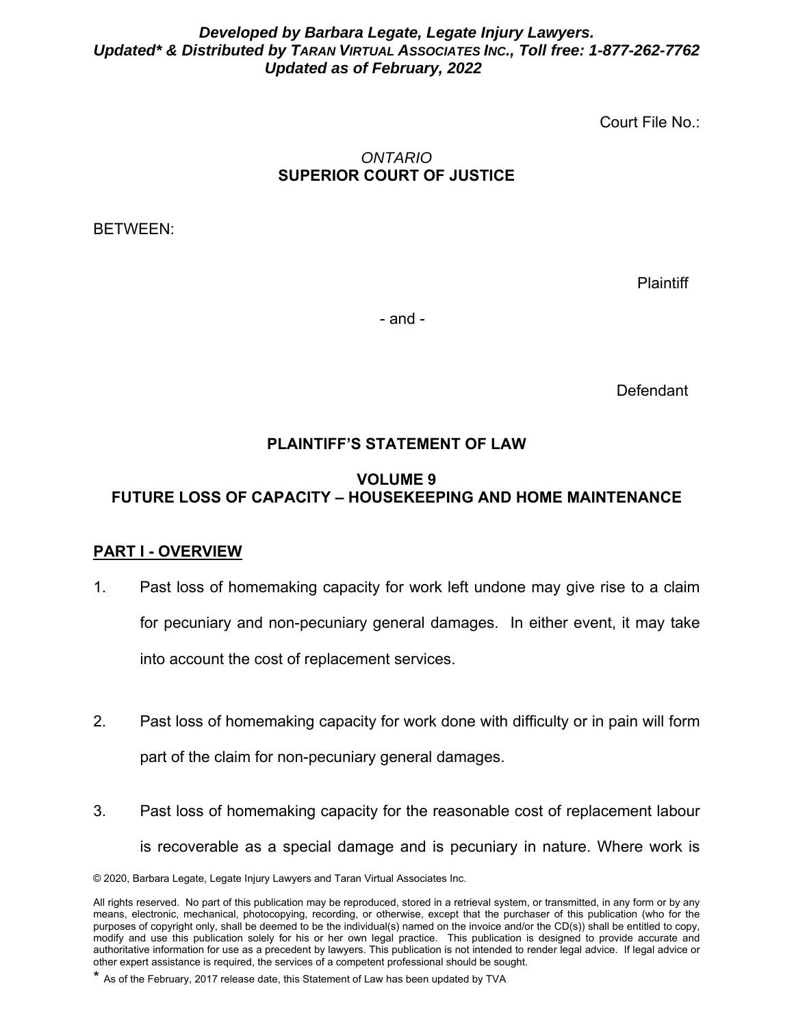***Developed by Barbara Legate, Legate Injury Lawyers.***
***Updated\* & Distributed by TARAN VIRTUAL ASSOCIATES INC., Toll free: 1-877-262-7762***
***Updated as of February, 2022***

Court File No.:

*ONTARIO*
**SUPERIOR COURT OF JUSTICE**

BETWEEN:

Plaintiff

\- and -

Defendant

**PLAINTIFF'S STATEMENT OF LAW**

**VOLUME 9**
**FUTURE LOSS OF CAPACITY – HOUSEKEEPING AND HOME MAINTENANCE**

## PART I - OVERVIEW

1. Past loss of homemaking capacity for work left undone may give rise to a claim for pecuniary and non-pecuniary general damages. In either event, it may take into account the cost of replacement services.

2. Past loss of homemaking capacity for work done with difficulty or in pain will form part of the claim for non-pecuniary general damages.

3. Past loss of homemaking capacity for the reasonable cost of replacement labour is recoverable as a special damage and is pecuniary in nature. Where work is

© 2020, Barbara Legate, Legate Injury Lawyers and Taran Virtual Associates Inc.

All rights reserved. No part of this publication may be reproduced, stored in a retrieval system, or transmitted, in any form or by any means, electronic, mechanical, photocopying, recording, or otherwise, except that the purchaser of this publication (who for the purposes of copyright only, shall be deemed to be the individual(s) named on the invoice and/or the CD(s)) shall be entitled to copy, modify and use this publication solely for his or her own legal practice. This publication is designed to provide accurate and authoritative information for use as a precedent by lawyers. This publication is not intended to render legal advice. If legal advice or other expert assistance is required, the services of a competent professional should be sought.

\* As of the February, 2017 release date, this Statement of Law has been updated by TVA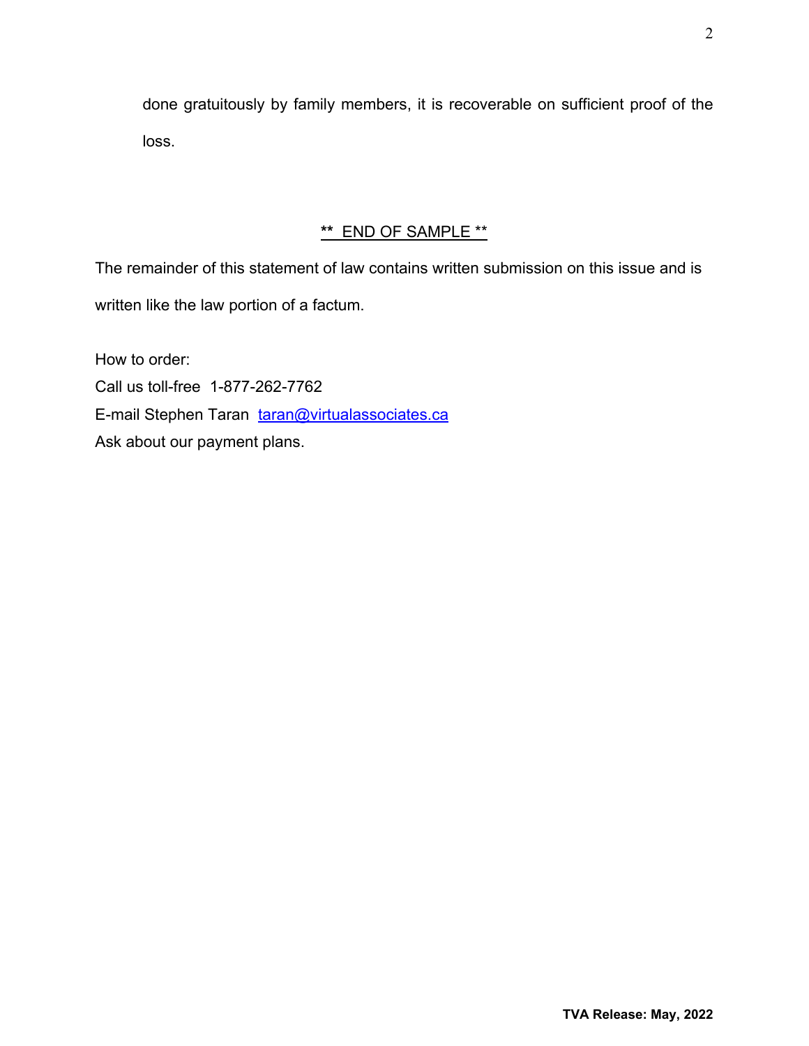done gratuitously by family members, it is recoverable on sufficient proof of the loss.

**\*\* END OF SAMPLE \*\***

The remainder of this statement of law contains written submission on this issue and is written like the law portion of a factum.

How to order:
Call us toll-free 1-877-262-7762
E-mail Stephen Taran [taran@virtualassociates.ca](mailto:taran@virtualassociates.ca)
Ask about our payment plans.

**TVA Release: May, 2022**